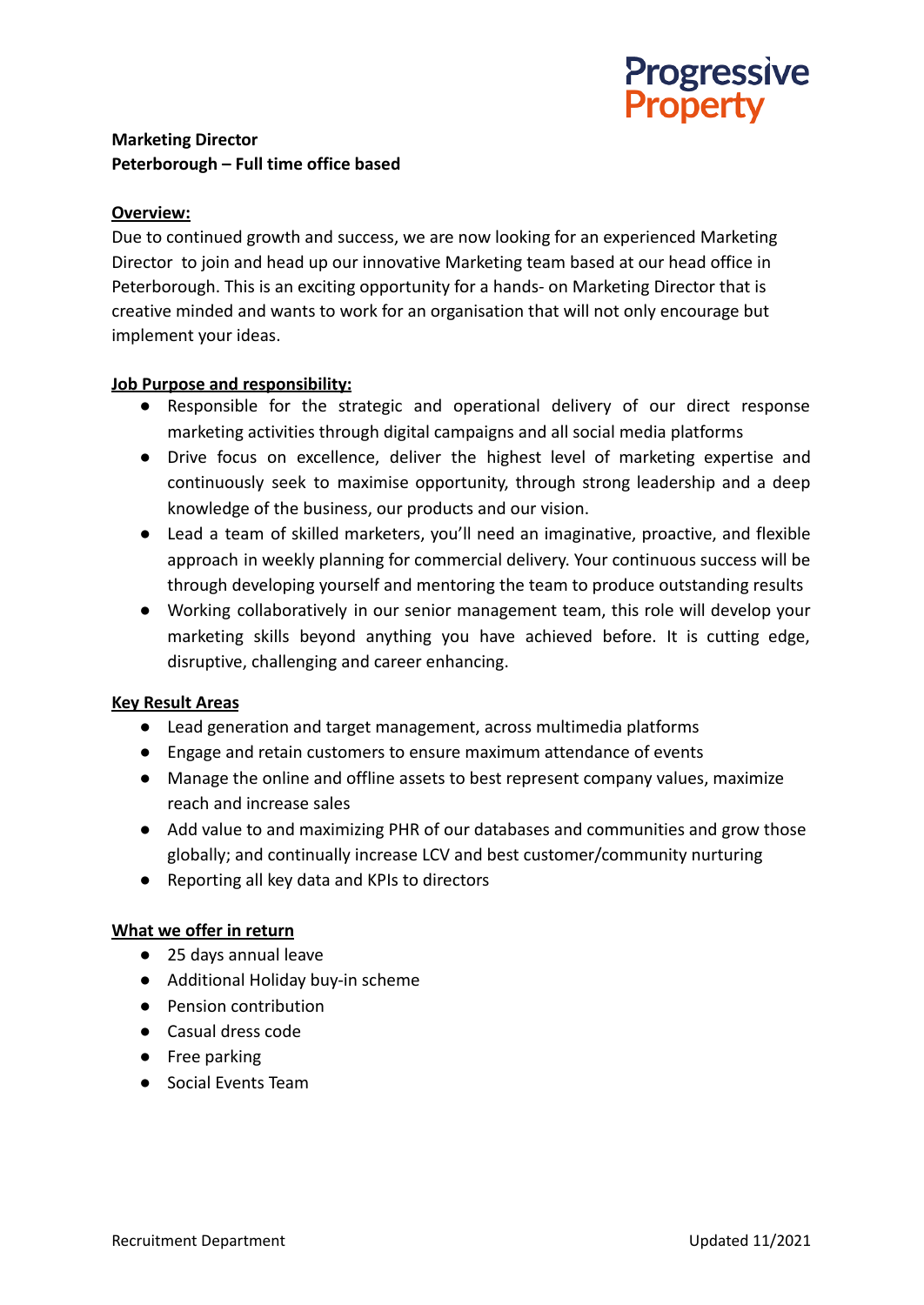Progressive Property

**Marketing Director**
**Peterborough – Full time office based**

**Overview:**

Due to continued growth and success, we are now looking for an experienced Marketing Director to join and head up our innovative Marketing team based at our head office in Peterborough. This is an exciting opportunity for a hands- on Marketing Director that is creative minded and wants to work for an organisation that will not only encourage but implement your ideas.

**Job Purpose and responsibility:**

- Responsible for the strategic and operational delivery of our direct response marketing activities through digital campaigns and all social media platforms
- Drive focus on excellence, deliver the highest level of marketing expertise and continuously seek to maximise opportunity, through strong leadership and a deep knowledge of the business, our products and our vision.
- Lead a team of skilled marketers, you'll need an imaginative, proactive, and flexible approach in weekly planning for commercial delivery. Your continuous success will be through developing yourself and mentoring the team to produce outstanding results
- Working collaboratively in our senior management team, this role will develop your marketing skills beyond anything you have achieved before. It is cutting edge, disruptive, challenging and career enhancing.

**Key Result Areas**

- Lead generation and target management, across multimedia platforms
- Engage and retain customers to ensure maximum attendance of events
- Manage the online and offline assets to best represent company values, maximize reach and increase sales
- Add value to and maximizing PHR of our databases and communities and grow those globally; and continually increase LCV and best customer/community nurturing
- Reporting all key data and KPIs to directors

**What we offer in return**

- 25 days annual leave
- Additional Holiday buy-in scheme
- Pension contribution
- Casual dress code
- Free parking
- Social Events Team

Recruitment Department Updated 11/2021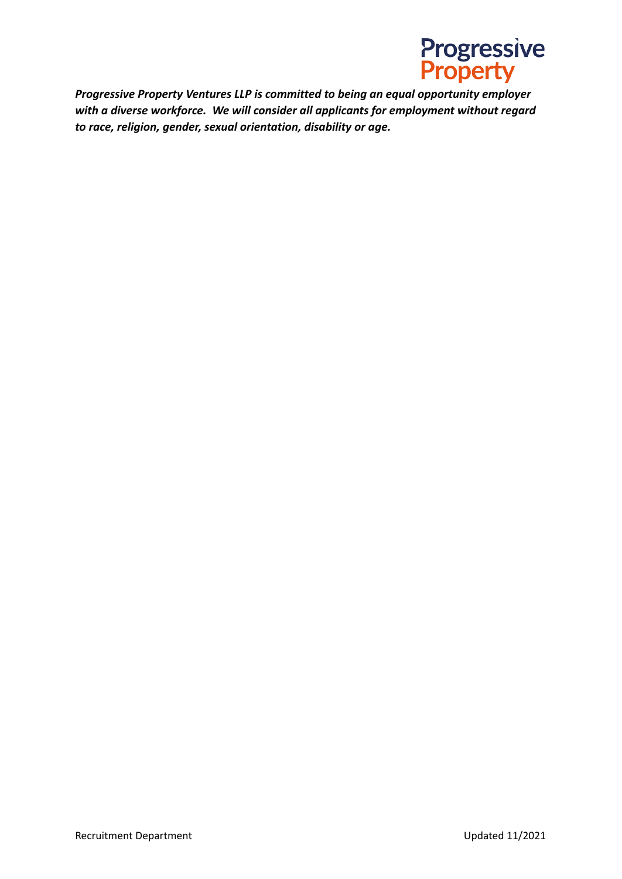***Progressive Property Ventures LLP is committed to being an equal opportunity employer with a diverse workforce. We will consider all applicants for employment without regard to race, religion, gender, sexual orientation, disability or age.***

Recruitment Department Updated 11/2021